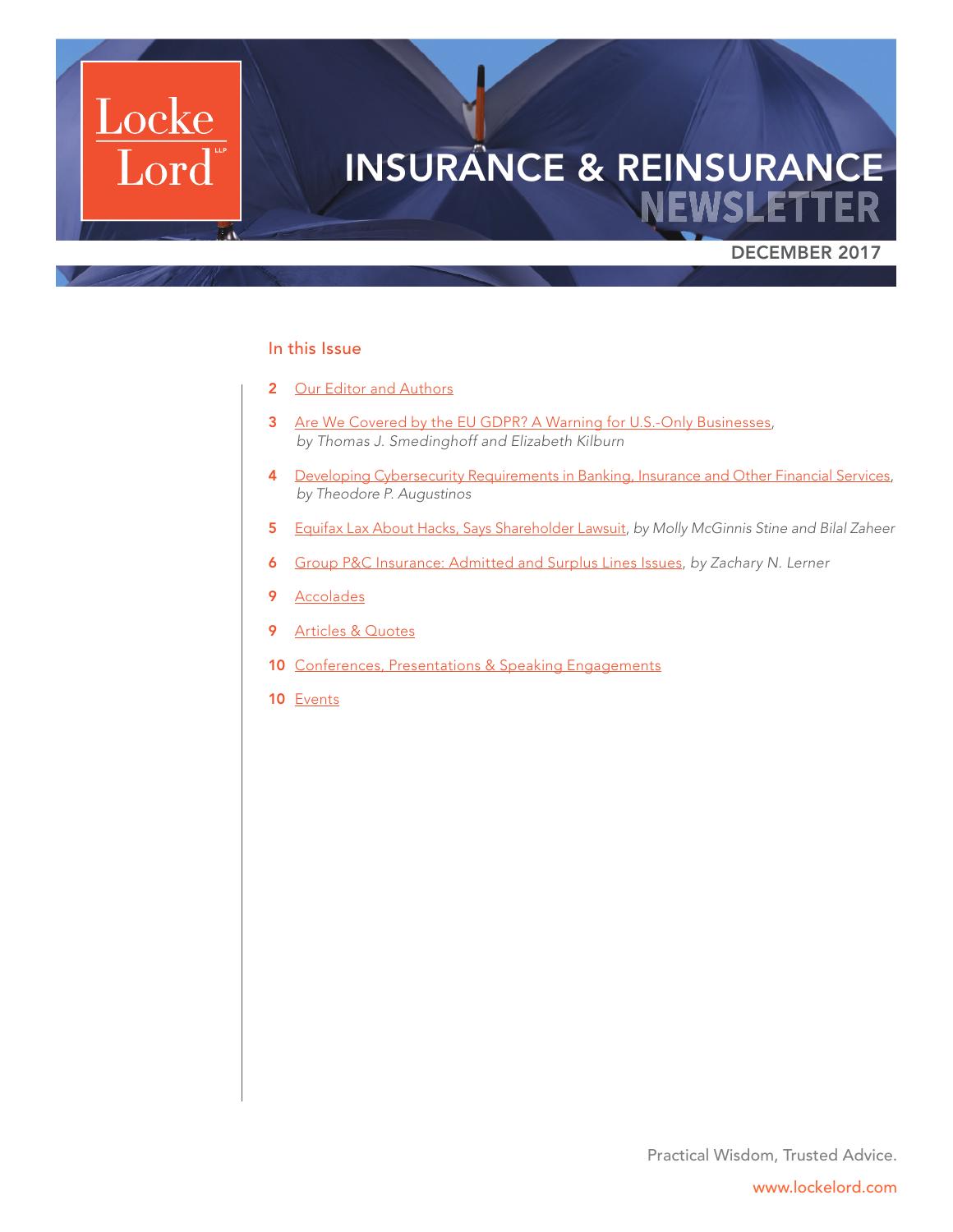Locke Lord LLP

# INSURANCE & REINSURANCE NEWSLETTER

DECEMBER 2017

## In this Issue

- **2** Our Editor and Authors
- **3** Are We Covered by the EU GDPR? A Warning for U.S.-Only Businesses, *by Thomas J. Smedinghoff and Elizabeth Kilburn*
- **4** Developing Cybersecurity Requirements in Banking, Insurance and Other Financial Services, *by Theodore P. Augustinos*
- **5** Equifax Lax About Hacks, Says Shareholder Lawsuit, *by Molly McGinnis Stine and Bilal Zaheer*
- **6** Group P&C Insurance: Admitted and Surplus Lines Issues, *by Zachary N. Lerner*
- **9** Accolades
- **9** Articles & Quotes
- **10** Conferences, Presentations & Speaking Engagements
- **10** Events

Practical Wisdom, Trusted Advice.

www.lockelord.com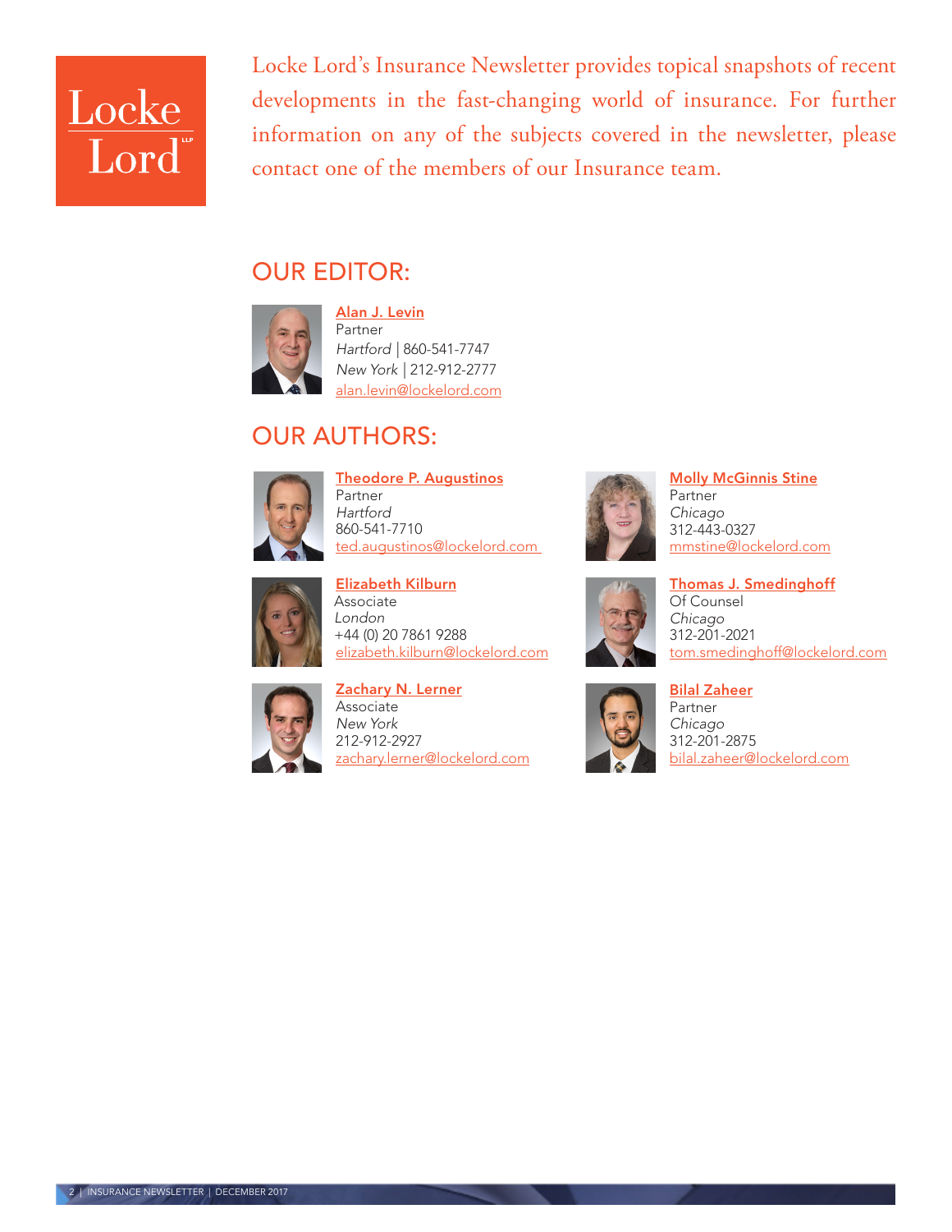Locke Lord

Locke Lord's Insurance Newsletter provides topical snapshots of recent developments in the fast-changing world of insurance. For further information on any of the subjects covered in the newsletter, please contact one of the members of our Insurance team.

## OUR EDITOR:

**Alan J. Levin**
Partner
*Hartford* | 860-541-7747
*New York* | 212-912-2777
alan.levin@lockelord.com

## OUR AUTHORS:

**Theodore P. Augustinos**
Partner
*Hartford*
860-541-7710
ted.augustinos@lockelord.com

**Elizabeth Kilburn**
Associate
*London*
+44 (0) 20 7861 9288
elizabeth.kilburn@lockelord.com

**Zachary N. Lerner**
Associate
*New York*
212-912-2927
zachary.lerner@lockelord.com

**Molly McGinnis Stine**
Partner
*Chicago*
312-443-0327
mmstine@lockelord.com

**Thomas J. Smedinghoff**
Of Counsel
*Chicago*
312-201-2021
tom.smedinghoff@lockelord.com

**Bilal Zaheer**
Partner
*Chicago*
312-201-2875
bilal.zaheer@lockelord.com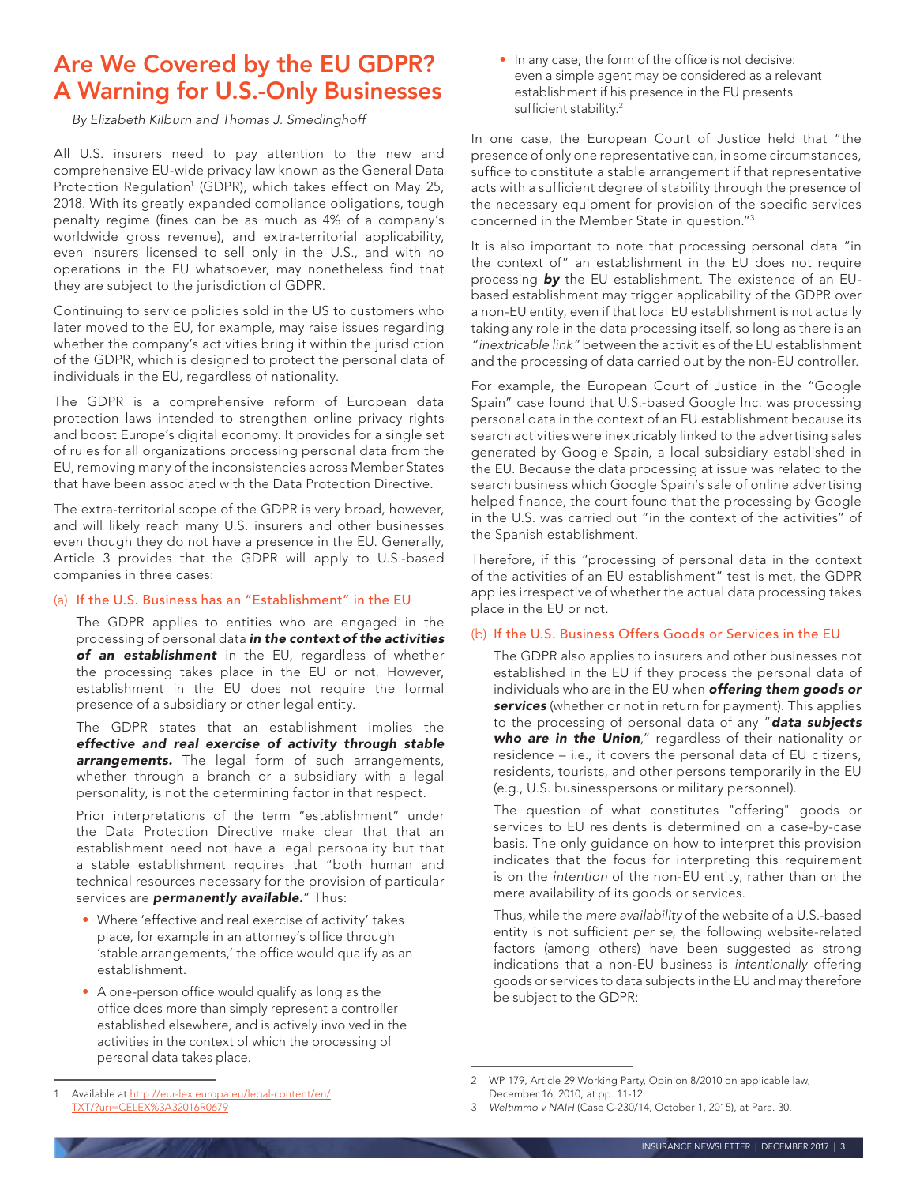# Are We Covered by the EU GDPR? A Warning for U.S.-Only Businesses

*By Elizabeth Kilburn and Thomas J. Smedinghoff*

All U.S. insurers need to pay attention to the new and comprehensive EU-wide privacy law known as the General Data Protection Regulation[1] (GDPR), which takes effect on May 25, 2018. With its greatly expanded compliance obligations, tough penalty regime (fines can be as much as 4% of a company's worldwide gross revenue), and extra-territorial applicability, even insurers licensed to sell only in the U.S., and with no operations in the EU whatsoever, may nonetheless find that they are subject to the jurisdiction of GDPR.

Continuing to service policies sold in the US to customers who later moved to the EU, for example, may raise issues regarding whether the company's activities bring it within the jurisdiction of the GDPR, which is designed to protect the personal data of individuals in the EU, regardless of nationality.

The GDPR is a comprehensive reform of European data protection laws intended to strengthen online privacy rights and boost Europe's digital economy. It provides for a single set of rules for all organizations processing personal data from the EU, removing many of the inconsistencies across Member States that have been associated with the Data Protection Directive.

The extra-territorial scope of the GDPR is very broad, however, and will likely reach many U.S. insurers and other businesses even though they do not have a presence in the EU. Generally, Article 3 provides that the GDPR will apply to U.S.-based companies in three cases:

### (a) If the U.S. Business has an "Establishment" in the EU

The GDPR applies to entities who are engaged in the processing of personal data ***in the context of the activities of an establishment*** in the EU, regardless of whether the processing takes place in the EU or not. However, establishment in the EU does not require the formal presence of a subsidiary or other legal entity.

The GDPR states that an establishment implies the ***effective and real exercise of activity through stable arrangements.*** The legal form of such arrangements, whether through a branch or a subsidiary with a legal personality, is not the determining factor in that respect.

Prior interpretations of the term "establishment" under the Data Protection Directive make clear that that an establishment need not have a legal personality but that a stable establishment requires that "both human and technical resources necessary for the provision of particular services are ***permanently available.***" Thus:

- Where 'effective and real exercise of activity' takes place, for example in an attorney's office through 'stable arrangements,' the office would qualify as an establishment.
- A one-person office would qualify as long as the office does more than simply represent a controller established elsewhere, and is actively involved in the activities in the context of which the processing of personal data takes place.
- In any case, the form of the office is not decisive: even a simple agent may be considered as a relevant establishment if his presence in the EU presents sufficient stability.[2]

In one case, the European Court of Justice held that "the presence of only one representative can, in some circumstances, suffice to constitute a stable arrangement if that representative acts with a sufficient degree of stability through the presence of the necessary equipment for provision of the specific services concerned in the Member State in question."[3]

It is also important to note that processing personal data "in the context of" an establishment in the EU does not require processing ***by*** the EU establishment. The existence of an EU-based establishment may trigger applicability of the GDPR over a non-EU entity, even if that local EU establishment is not actually taking any role in the data processing itself, so long as there is an *"inextricable link"* between the activities of the EU establishment and the processing of data carried out by the non-EU controller.

For example, the European Court of Justice in the "Google Spain" case found that U.S.-based Google Inc. was processing personal data in the context of an EU establishment because its search activities were inextricably linked to the advertising sales generated by Google Spain, a local subsidiary established in the EU. Because the data processing at issue was related to the search business which Google Spain's sale of online advertising helped finance, the court found that the processing by Google in the U.S. was carried out "in the context of the activities" of the Spanish establishment.

Therefore, if this "processing of personal data in the context of the activities of an EU establishment" test is met, the GDPR applies irrespective of whether the actual data processing takes place in the EU or not.

### (b) If the U.S. Business Offers Goods or Services in the EU

The GDPR also applies to insurers and other businesses not established in the EU if they process the personal data of individuals who are in the EU when ***offering them goods or services*** (whether or not in return for payment). This applies to the processing of personal data of any "***data subjects who are in the Union***," regardless of their nationality or residence – i.e., it covers the personal data of EU citizens, residents, tourists, and other persons temporarily in the EU (e.g., U.S. businesspersons or military personnel).

The question of what constitutes "offering" goods or services to EU residents is determined on a case-by-case basis. The only guidance on how to interpret this provision indicates that the focus for interpreting this requirement is on the *intention* of the non-EU entity, rather than on the mere availability of its goods or services.

Thus, while the *mere availability* of the website of a U.S.-based entity is not sufficient *per se*, the following website-related factors (among others) have been suggested as strong indications that a non-EU business is *intentionally* offering goods or services to data subjects in the EU and may therefore be subject to the GDPR:

---

1 Available at http://eur-lex.europa.eu/legal-content/en/TXT/?uri=CELEX%3A32016R0679

2 WP 179, Article 29 Working Party, Opinion 8/2010 on applicable law, December 16, 2010, at pp. 11-12.

3 *Weltimmo v NAIH* (Case C-230/14, October 1, 2015), at Para. 30.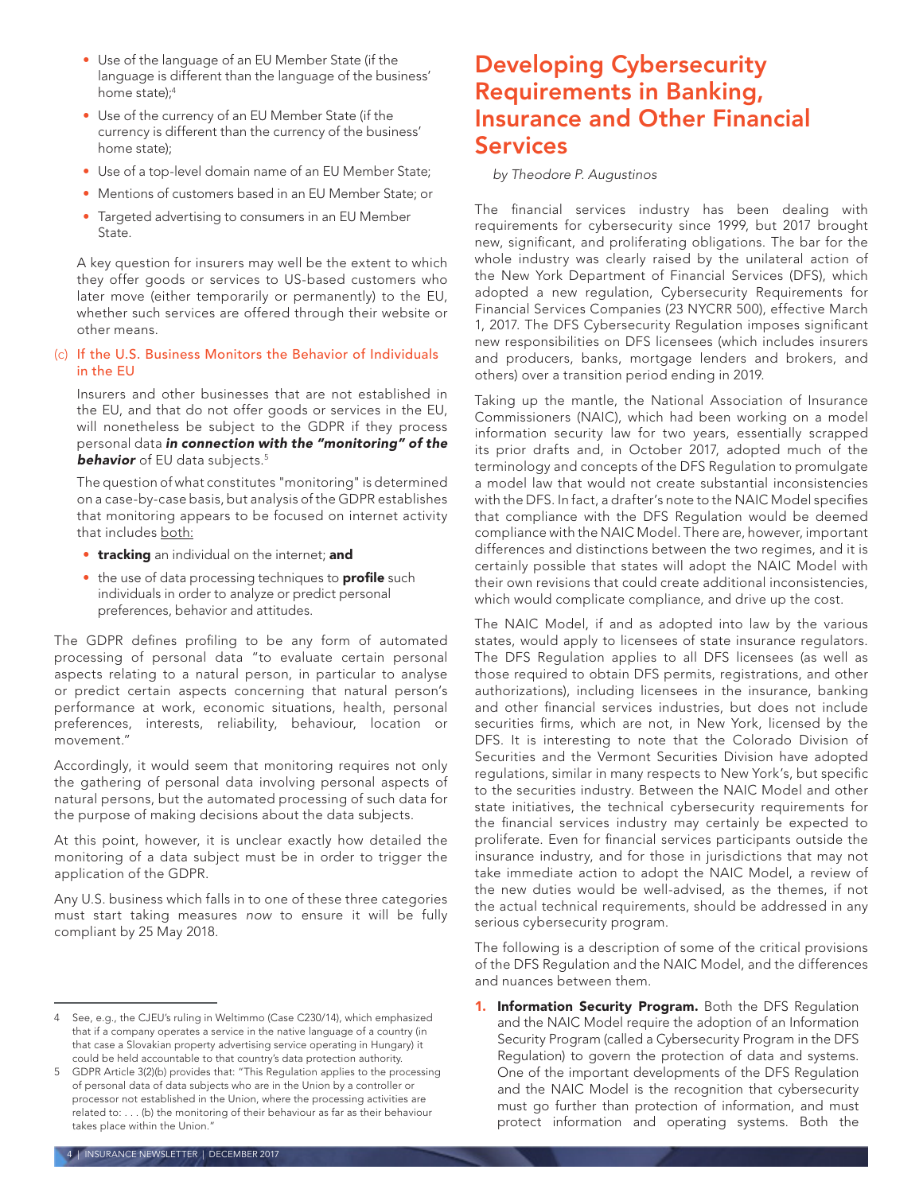- Use of the language of an EU Member State (if the language is different than the language of the business' home state);[4]
- Use of the currency of an EU Member State (if the currency is different than the currency of the business' home state);
- Use of a top-level domain name of an EU Member State;
- Mentions of customers based in an EU Member State; or
- Targeted advertising to consumers in an EU Member State.

A key question for insurers may well be the extent to which they offer goods or services to US-based customers who later move (either temporarily or permanently) to the EU, whether such services are offered through their website or other means.

### (c) If the U.S. Business Monitors the Behavior of Individuals in the EU

Insurers and other businesses that are not established in the EU, and that do not offer goods or services in the EU, will nonetheless be subject to the GDPR if they process personal data ***in connection with the "monitoring" of the behavior*** of EU data subjects.[5]

The question of what constitutes "monitoring" is determined on a case-by-case basis, but analysis of the GDPR establishes that monitoring appears to be focused on internet activity that includes both:

- **tracking** an individual on the internet; **and**
- the use of data processing techniques to **profile** such individuals in order to analyze or predict personal preferences, behavior and attitudes.

The GDPR defines profiling to be any form of automated processing of personal data "to evaluate certain personal aspects relating to a natural person, in particular to analyse or predict certain aspects concerning that natural person's performance at work, economic situations, health, personal preferences, interests, reliability, behaviour, location or movement."

Accordingly, it would seem that monitoring requires not only the gathering of personal data involving personal aspects of natural persons, but the automated processing of such data for the purpose of making decisions about the data subjects.

At this point, however, it is unclear exactly how detailed the monitoring of a data subject must be in order to trigger the application of the GDPR.

Any U.S. business which falls in to one of these three categories must start taking measures *now* to ensure it will be fully compliant by 25 May 2018.

4 See, e.g., the CJEU's ruling in Weltimmo (Case C230/14), which emphasized that if a company operates a service in the native language of a country (in that case a Slovakian property advertising service operating in Hungary) it could be held accountable to that country's data protection authority.

5 GDPR Article 3(2)(b) provides that: "This Regulation applies to the processing of personal data of data subjects who are in the Union by a controller or processor not established in the Union, where the processing activities are related to: . . . (b) the monitoring of their behaviour as far as their behaviour takes place within the Union."

# Developing Cybersecurity Requirements in Banking, Insurance and Other Financial Services

*by Theodore P. Augustinos*

The financial services industry has been dealing with requirements for cybersecurity since 1999, but 2017 brought new, significant, and proliferating obligations. The bar for the whole industry was clearly raised by the unilateral action of the New York Department of Financial Services (DFS), which adopted a new regulation, Cybersecurity Requirements for Financial Services Companies (23 NYCRR 500), effective March 1, 2017. The DFS Cybersecurity Regulation imposes significant new responsibilities on DFS licensees (which includes insurers and producers, banks, mortgage lenders and brokers, and others) over a transition period ending in 2019.

Taking up the mantle, the National Association of Insurance Commissioners (NAIC), which had been working on a model information security law for two years, essentially scrapped its prior drafts and, in October 2017, adopted much of the terminology and concepts of the DFS Regulation to promulgate a model law that would not create substantial inconsistencies with the DFS. In fact, a drafter's note to the NAIC Model specifies that compliance with the DFS Regulation would be deemed compliance with the NAIC Model. There are, however, important differences and distinctions between the two regimes, and it is certainly possible that states will adopt the NAIC Model with their own revisions that could create additional inconsistencies, which would complicate compliance, and drive up the cost.

The NAIC Model, if and as adopted into law by the various states, would apply to licensees of state insurance regulators. The DFS Regulation applies to all DFS licensees (as well as those required to obtain DFS permits, registrations, and other authorizations), including licensees in the insurance, banking and other financial services industries, but does not include securities firms, which are not, in New York, licensed by the DFS. It is interesting to note that the Colorado Division of Securities and the Vermont Securities Division have adopted regulations, similar in many respects to New York's, but specific to the securities industry. Between the NAIC Model and other state initiatives, the technical cybersecurity requirements for the financial services industry may certainly be expected to proliferate. Even for financial services participants outside the insurance industry, and for those in jurisdictions that may not take immediate action to adopt the NAIC Model, a review of the new duties would be well-advised, as the themes, if not the actual technical requirements, should be addressed in any serious cybersecurity program.

The following is a description of some of the critical provisions of the DFS Regulation and the NAIC Model, and the differences and nuances between them.

1. **Information Security Program.** Both the DFS Regulation and the NAIC Model require the adoption of an Information Security Program (called a Cybersecurity Program in the DFS Regulation) to govern the protection of data and systems. One of the important developments of the DFS Regulation and the NAIC Model is the recognition that cybersecurity must go further than protection of information, and must protect information and operating systems. Both the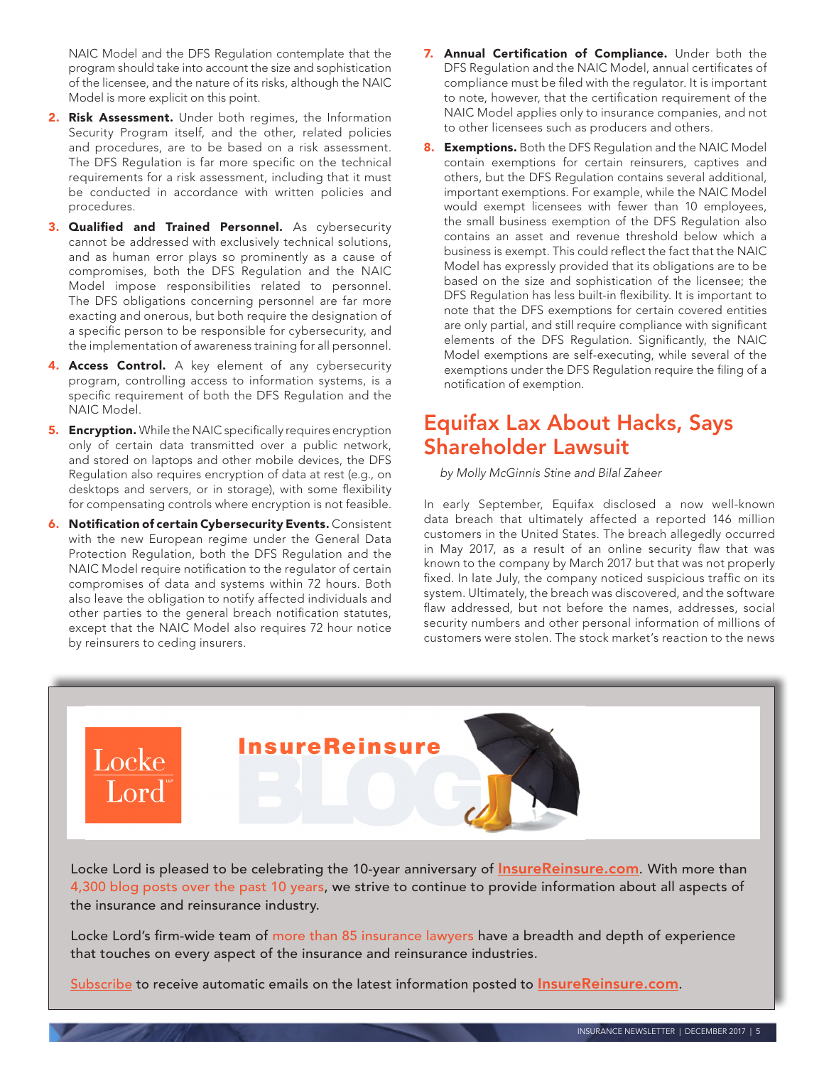NAIC Model and the DFS Regulation contemplate that the program should take into account the size and sophistication of the licensee, and the nature of its risks, although the NAIC Model is more explicit on this point.

2. **Risk Assessment.** Under both regimes, the Information Security Program itself, and the other, related policies and procedures, are to be based on a risk assessment. The DFS Regulation is far more specific on the technical requirements for a risk assessment, including that it must be conducted in accordance with written policies and procedures.
3. **Qualified and Trained Personnel.** As cybersecurity cannot be addressed with exclusively technical solutions, and as human error plays so prominently as a cause of compromises, both the DFS Regulation and the NAIC Model impose responsibilities related to personnel. The DFS obligations concerning personnel are far more exacting and onerous, but both require the designation of a specific person to be responsible for cybersecurity, and the implementation of awareness training for all personnel.
4. **Access Control.** A key element of any cybersecurity program, controlling access to information systems, is a specific requirement of both the DFS Regulation and the NAIC Model.
5. **Encryption.** While the NAIC specifically requires encryption only of certain data transmitted over a public network, and stored on laptops and other mobile devices, the DFS Regulation also requires encryption of data at rest (e.g., on desktops and servers, or in storage), with some flexibility for compensating controls where encryption is not feasible.
6. **Notification of certain Cybersecurity Events.** Consistent with the new European regime under the General Data Protection Regulation, both the DFS Regulation and the NAIC Model require notification to the regulator of certain compromises of data and systems within 72 hours. Both also leave the obligation to notify affected individuals and other parties to the general breach notification statutes, except that the NAIC Model also requires 72 hour notice by reinsurers to ceding insurers.
7. **Annual Certification of Compliance.** Under both the DFS Regulation and the NAIC Model, annual certificates of compliance must be filed with the regulator. It is important to note, however, that the certification requirement of the NAIC Model applies only to insurance companies, and not to other licensees such as producers and others.
8. **Exemptions.** Both the DFS Regulation and the NAIC Model contain exemptions for certain reinsurers, captives and others, but the DFS Regulation contains several additional, important exemptions. For example, while the NAIC Model would exempt licensees with fewer than 10 employees, the small business exemption of the DFS Regulation also contains an asset and revenue threshold below which a business is exempt. This could reflect the fact that the NAIC Model has expressly provided that its obligations are to be based on the size and sophistication of the licensee; the DFS Regulation has less built-in flexibility. It is important to note that the DFS exemptions for certain covered entities are only partial, and still require compliance with significant elements of the DFS Regulation. Significantly, the NAIC Model exemptions are self-executing, while several of the exemptions under the DFS Regulation require the filing of a notification of exemption.

## Equifax Lax About Hacks, Says Shareholder Lawsuit

*by Molly McGinnis Stine and Bilal Zaheer*

In early September, Equifax disclosed a now well-known data breach that ultimately affected a reported 146 million customers in the United States. The breach allegedly occurred in May 2017, as a result of an online security flaw that was known to the company by March 2017 but that was not properly fixed. In late July, the company noticed suspicious traffic on its system. Ultimately, the breach was discovered, and the software flaw addressed, but not before the names, addresses, social security numbers and other personal information of millions of customers were stolen. The stock market's reaction to the news

---

Locke Lord

InsureReinsure BLOG

Locke Lord is pleased to be celebrating the 10-year anniversary of InsureReinsure.com. With more than 4,300 blog posts over the past 10 years, we strive to continue to provide information about all aspects of the insurance and reinsurance industry.

Locke Lord's firm-wide team of more than 85 insurance lawyers have a breadth and depth of experience that touches on every aspect of the insurance and reinsurance industries.

Subscribe to receive automatic emails on the latest information posted to InsureReinsure.com.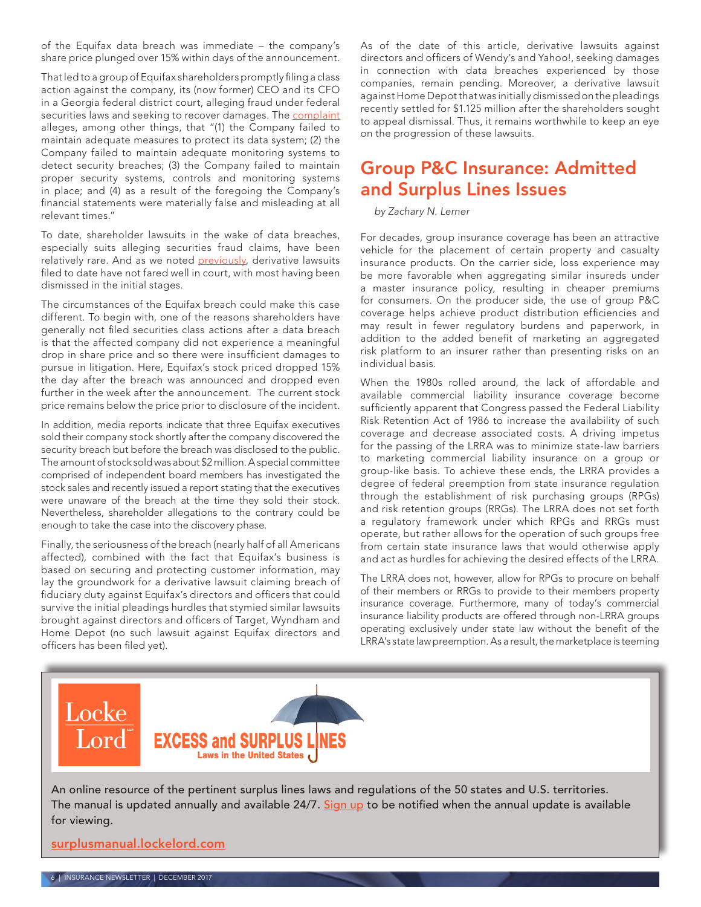of the Equifax data breach was immediate – the company's share price plunged over 15% within days of the announcement.

That led to a group of Equifax shareholders promptly filing a class action against the company, its (now former) CEO and its CFO in a Georgia federal district court, alleging fraud under federal securities laws and seeking to recover damages. The complaint alleges, among other things, that "(1) the Company failed to maintain adequate measures to protect its data system; (2) the Company failed to maintain adequate monitoring systems to detect security breaches; (3) the Company failed to maintain proper security systems, controls and monitoring systems in place; and (4) as a result of the foregoing the Company's financial statements were materially false and misleading at all relevant times."

To date, shareholder lawsuits in the wake of data breaches, especially suits alleging securities fraud claims, have been relatively rare. And as we noted previously, derivative lawsuits filed to date have not fared well in court, with most having been dismissed in the initial stages.

The circumstances of the Equifax breach could make this case different. To begin with, one of the reasons shareholders have generally not filed securities class actions after a data breach is that the affected company did not experience a meaningful drop in share price and so there were insufficient damages to pursue in litigation. Here, Equifax's stock priced dropped 15% the day after the breach was announced and dropped even further in the week after the announcement. The current stock price remains below the price prior to disclosure of the incident.

In addition, media reports indicate that three Equifax executives sold their company stock shortly after the company discovered the security breach but before the breach was disclosed to the public. The amount of stock sold was about $2 million. A special committee comprised of independent board members has investigated the stock sales and recently issued a report stating that the executives were unaware of the breach at the time they sold their stock. Nevertheless, shareholder allegations to the contrary could be enough to take the case into the discovery phase.

Finally, the seriousness of the breach (nearly half of all Americans affected), combined with the fact that Equifax's business is based on securing and protecting customer information, may lay the groundwork for a derivative lawsuit claiming breach of fiduciary duty against Equifax's directors and officers that could survive the initial pleadings hurdles that stymied similar lawsuits brought against directors and officers of Target, Wyndham and Home Depot (no such lawsuit against Equifax directors and officers has been filed yet).

As of the date of this article, derivative lawsuits against directors and officers of Wendy's and Yahoo!, seeking damages in connection with data breaches experienced by those companies, remain pending. Moreover, a derivative lawsuit against Home Depot that was initially dismissed on the pleadings recently settled for $1.125 million after the shareholders sought to appeal dismissal. Thus, it remains worthwhile to keep an eye on the progression of these lawsuits.

## Group P&C Insurance: Admitted and Surplus Lines Issues

*by Zachary N. Lerner*

For decades, group insurance coverage has been an attractive vehicle for the placement of certain property and casualty insurance products. On the carrier side, loss experience may be more favorable when aggregating similar insureds under a master insurance policy, resulting in cheaper premiums for consumers. On the producer side, the use of group P&C coverage helps achieve product distribution efficiencies and may result in fewer regulatory burdens and paperwork, in addition to the added benefit of marketing an aggregated risk platform to an insurer rather than presenting risks on an individual basis.

When the 1980s rolled around, the lack of affordable and available commercial liability insurance coverage become sufficiently apparent that Congress passed the Federal Liability Risk Retention Act of 1986 to increase the availability of such coverage and decrease associated costs. A driving impetus for the passing of the LRRA was to minimize state-law barriers to marketing commercial liability insurance on a group or group-like basis. To achieve these ends, the LRRA provides a degree of federal preemption from state insurance regulation through the establishment of risk purchasing groups (RPGs) and risk retention groups (RRGs). The LRRA does not set forth a regulatory framework under which RPGs and RRGs must operate, but rather allows for the operation of such groups free from certain state insurance laws that would otherwise apply and act as hurdles for achieving the desired effects of the LRRA.

The LRRA does not, however, allow for RPGs to procure on behalf of their members or RRGs to provide to their members property insurance coverage. Furthermore, many of today's commercial insurance liability products are offered through non-LRRA groups operating exclusively under state law without the benefit of the LRRA's state law preemption. As a result, the marketplace is teeming

Locke Lord LLP — **EXCESS and SURPLUS LINES** Laws in the United States

An online resource of the pertinent surplus lines laws and regulations of the 50 states and U.S. territories. The manual is updated annually and available 24/7. Sign up to be notified when the annual update is available for viewing.

surplusmanual.lockelord.com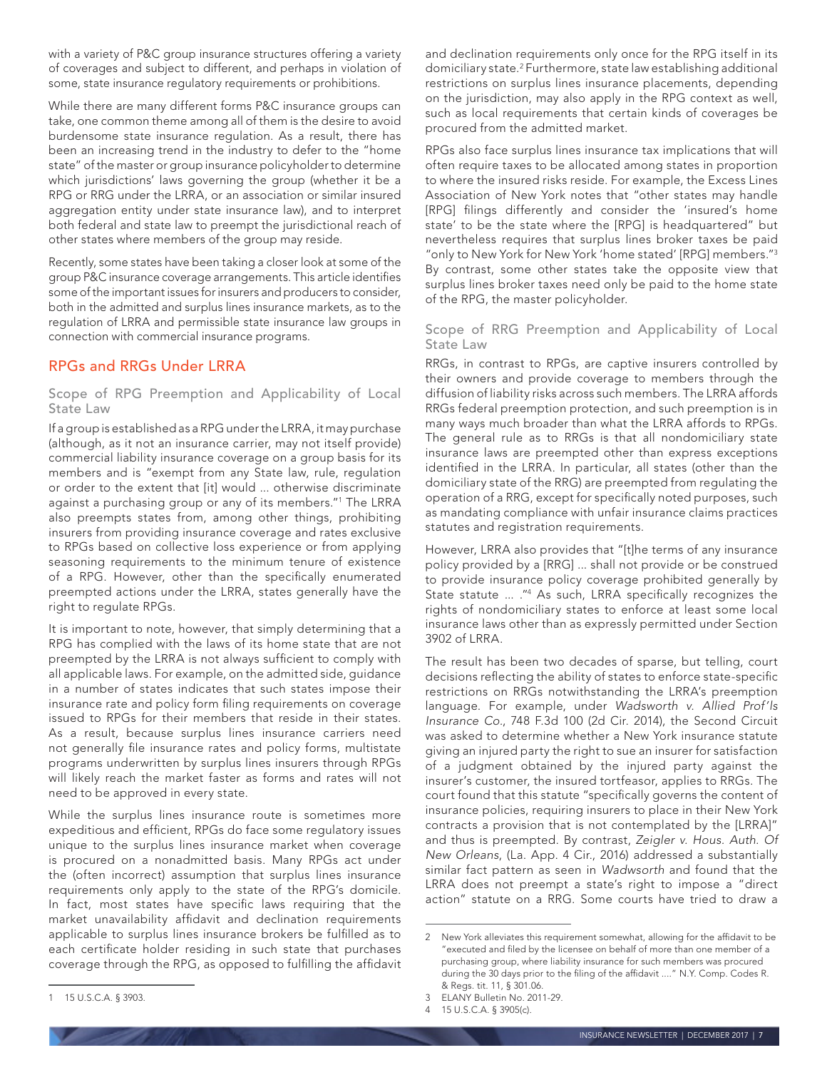with a variety of P&C group insurance structures offering a variety of coverages and subject to different, and perhaps in violation of some, state insurance regulatory requirements or prohibitions.

While there are many different forms P&C insurance groups can take, one common theme among all of them is the desire to avoid burdensome state insurance regulation. As a result, there has been an increasing trend in the industry to defer to the "home state" of the master or group insurance policyholder to determine which jurisdictions' laws governing the group (whether it be a RPG or RRG under the LRRA, or an association or similar insured aggregation entity under state insurance law), and to interpret both federal and state law to preempt the jurisdictional reach of other states where members of the group may reside.

Recently, some states have been taking a closer look at some of the group P&C insurance coverage arrangements. This article identifies some of the important issues for insurers and producers to consider, both in the admitted and surplus lines insurance markets, as to the regulation of LRRA and permissible state insurance law groups in connection with commercial insurance programs.

## RPGs and RRGs Under LRRA

### Scope of RPG Preemption and Applicability of Local State Law

If a group is established as a RPG under the LRRA, it may purchase (although, as it not an insurance carrier, may not itself provide) commercial liability insurance coverage on a group basis for its members and is "exempt from any State law, rule, regulation or order to the extent that [it] would ... otherwise discriminate against a purchasing group or any of its members."[1] The LRRA also preempts states from, among other things, prohibiting insurers from providing insurance coverage and rates exclusive to RPGs based on collective loss experience or from applying seasoning requirements to the minimum tenure of existence of a RPG. However, other than the specifically enumerated preempted actions under the LRRA, states generally have the right to regulate RPGs.

It is important to note, however, that simply determining that a RPG has complied with the laws of its home state that are not preempted by the LRRA is not always sufficient to comply with all applicable laws. For example, on the admitted side, guidance in a number of states indicates that such states impose their insurance rate and policy form filing requirements on coverage issued to RPGs for their members that reside in their states. As a result, because surplus lines insurance carriers need not generally file insurance rates and policy forms, multistate programs underwritten by surplus lines insurers through RPGs will likely reach the market faster as forms and rates will not need to be approved in every state.

While the surplus lines insurance route is sometimes more expeditious and efficient, RPGs do face some regulatory issues unique to the surplus lines insurance market when coverage is procured on a nonadmitted basis. Many RPGs act under the (often incorrect) assumption that surplus lines insurance requirements only apply to the state of the RPG's domicile. In fact, most states have specific laws requiring that the market unavailability affidavit and declination requirements applicable to surplus lines insurance brokers be fulfilled as to each certificate holder residing in such state that purchases coverage through the RPG, as opposed to fulfilling the affidavit and declination requirements only once for the RPG itself in its domiciliary state.[2] Furthermore, state law establishing additional restrictions on surplus lines insurance placements, depending on the jurisdiction, may also apply in the RPG context as well, such as local requirements that certain kinds of coverages be procured from the admitted market.

RPGs also face surplus lines insurance tax implications that will often require taxes to be allocated among states in proportion to where the insured risks reside. For example, the Excess Lines Association of New York notes that "other states may handle [RPG] filings differently and consider the 'insured's home state' to be the state where the [RPG] is headquartered" but nevertheless requires that surplus lines broker taxes be paid "only to New York for New York 'home stated' [RPG] members."[3] By contrast, some other states take the opposite view that surplus lines broker taxes need only be paid to the home state of the RPG, the master policyholder.

### Scope of RRG Preemption and Applicability of Local State Law

RRGs, in contrast to RPGs, are captive insurers controlled by their owners and provide coverage to members through the diffusion of liability risks across such members. The LRRA affords RRGs federal preemption protection, and such preemption is in many ways much broader than what the LRRA affords to RPGs. The general rule as to RRGs is that all nondomiciliary state insurance laws are preempted other than express exceptions identified in the LRRA. In particular, all states (other than the domiciliary state of the RRG) are preempted from regulating the operation of a RRG, except for specifically noted purposes, such as mandating compliance with unfair insurance claims practices statutes and registration requirements.

However, LRRA also provides that "[t]he terms of any insurance policy provided by a [RRG] ... shall not provide or be construed to provide insurance policy coverage prohibited generally by State statute ... ."[4] As such, LRRA specifically recognizes the rights of nondomiciliary states to enforce at least some local insurance laws other than as expressly permitted under Section 3902 of LRRA.

The result has been two decades of sparse, but telling, court decisions reflecting the ability of states to enforce state-specific restrictions on RRGs notwithstanding the LRRA's preemption language. For example, under *Wadsworth v. Allied Prof'ls Insurance Co.*, 748 F.3d 100 (2d Cir. 2014), the Second Circuit was asked to determine whether a New York insurance statute giving an injured party the right to sue an insurer for satisfaction of a judgment obtained by the injured party against the insurer's customer, the insured tortfeasor, applies to RRGs. The court found that this statute "specifically governs the content of insurance policies, requiring insurers to place in their New York contracts a provision that is not contemplated by the [LRRA]" and thus is preempted. By contrast, *Zeigler v. Hous. Auth. Of New Orleans*, (La. App. 4 Cir., 2016) addressed a substantially similar fact pattern as seen in *Wadsworth* and found that the LRRA does not preempt a state's right to impose a "direct action" statute on a RRG. Some courts have tried to draw a

---

1 15 U.S.C.A. § 3903.

2 New York alleviates this requirement somewhat, allowing for the affidavit to be "executed and filed by the licensee on behalf of more than one member of a purchasing group, where liability insurance for such members was procured during the 30 days prior to the filing of the affidavit ...." N.Y. Comp. Codes R. & Regs. tit. 11, § 301.06.

3 ELANY Bulletin No. 2011-29.

4 15 U.S.C.A. § 3905(c).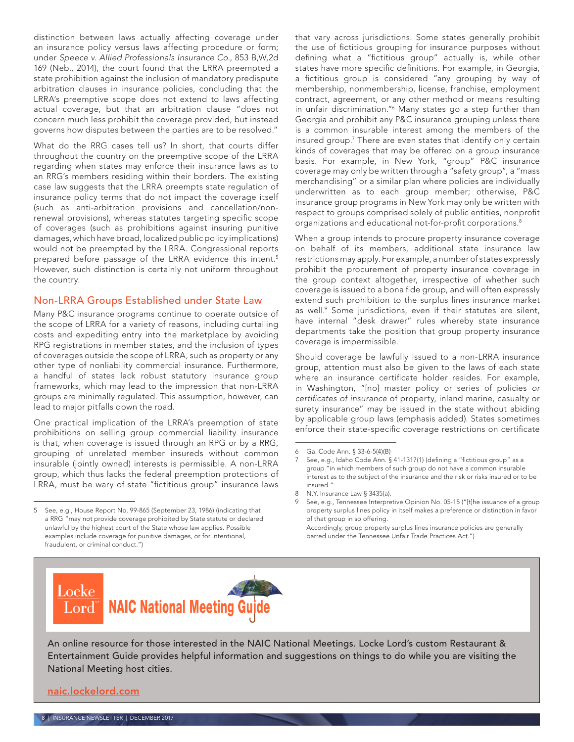distinction between laws actually affecting coverage under an insurance policy versus laws affecting procedure or form; under *Speece v. Allied Professionals Insurance Co.*, 853 B,W,2d 169 (Neb., 2014), the court found that the LRRA preempted a state prohibition against the inclusion of mandatory predispute arbitration clauses in insurance policies, concluding that the LRRA's preemptive scope does not extend to laws affecting actual coverage, but that an arbitration clause "does not concern much less prohibit the coverage provided, but instead governs how disputes between the parties are to be resolved."

What do the RRG cases tell us? In short, that courts differ throughout the country on the preemptive scope of the LRRA regarding when states may enforce their insurance laws as to an RRG's members residing within their borders. The existing case law suggests that the LRRA preempts state regulation of insurance policy terms that do not impact the coverage itself (such as anti-arbitration provisions and cancellation/non-renewal provisions), whereas statutes targeting specific scope of coverages (such as prohibitions against insuring punitive damages, which have broad, localized public policy implications) would not be preempted by the LRRA. Congressional reports prepared before passage of the LRRA evidence this intent.[5] However, such distinction is certainly not uniform throughout the country.

## Non-LRRA Groups Established under State Law

Many P&C insurance programs continue to operate outside of the scope of LRRA for a variety of reasons, including curtailing costs and expediting entry into the marketplace by avoiding RPG registrations in member states, and the inclusion of types of coverages outside the scope of LRRA, such as property or any other type of nonliability commercial insurance. Furthermore, a handful of states lack robust statutory insurance group frameworks, which may lead to the impression that non-LRRA groups are minimally regulated. This assumption, however, can lead to major pitfalls down the road.

One practical implication of the LRRA's preemption of state prohibitions on selling group commercial liability insurance is that, when coverage is issued through an RPG or by a RRG, grouping of unrelated member insureds without common insurable (jointly owned) interests is permissible. A non-LRRA group, which thus lacks the federal preemption protections of LRRA, must be wary of state "fictitious group" insurance laws that vary across jurisdictions. Some states generally prohibit the use of fictitious grouping for insurance purposes without defining what a "fictitious group" actually is, while other states have more specific definitions. For example, in Georgia, a fictitious group is considered "any grouping by way of membership, nonmembership, license, franchise, employment contract, agreement, or any other method or means resulting in unfair discrimination."[6] Many states go a step further than Georgia and prohibit any P&C insurance grouping unless there is a common insurable interest among the members of the insured group.[7] There are even states that identify only certain kinds of coverages that may be offered on a group insurance basis. For example, in New York, "group" P&C insurance coverage may only be written through a "safety group", a "mass merchandising" or a similar plan where policies are individually underwritten as to each group member; otherwise, P&C insurance group programs in New York may only be written with respect to groups comprised solely of public entities, nonprofit organizations and educational not-for-profit corporations.[8]

When a group intends to procure property insurance coverage on behalf of its members, additional state insurance law restrictions may apply. For example, a number of states expressly prohibit the procurement of property insurance coverage in the group context altogether, irrespective of whether such coverage is issued to a bona fide group, and will often expressly extend such prohibition to the surplus lines insurance market as well.[9] Some jurisdictions, even if their statutes are silent, have internal "desk drawer" rules whereby state insurance departments take the position that group property insurance coverage is impermissible.

Should coverage be lawfully issued to a non-LRRA insurance group, attention must also be given to the laws of each state where an insurance certificate holder resides. For example, in Washington, "[no] master policy or series of policies *or certificates of insurance* of property, inland marine, casualty or surety insurance" may be issued in the state without abiding by applicable group laws (emphasis added). States sometimes enforce their state-specific coverage restrictions on certificate

---

5 See, e.g., House Report No. 99-865 (September 23, 1986) (indicating that a RRG "may not provide coverage prohibited by State statute or declared unlawful by the highest court of the State whose law applies. Possible examples include coverage for punitive damages, or for intentional, fraudulent, or criminal conduct.")

6 Ga. Code Ann. § 33-6-5(4)(B)

7 See, e.g., Idaho Code Ann. § 41-1317(1) (defining a "fictitious group" as a group "in which members of such group do not have a common insurable interest as to the subject of the insurance and the risk or risks insured or to be insured."

8 N.Y. Insurance Law § 3435(a).

9 See, e.g., Tennessee Interpretive Opinion No. 05-15 ("[t]he issuance of a group property surplus lines policy in itself makes a preference or distinction in favor of that group in so offering.
Accordingly, group property surplus lines insurance policies are generally barred under the Tennessee Unfair Trade Practices Act.")

---

Locke Lord **NAIC National Meeting Guide**

An online resource for those interested in the NAIC National Meetings. Locke Lord's custom Restaurant & Entertainment Guide provides helpful information and suggestions on things to do while you are visiting the National Meeting host cities.

naic.lockelord.com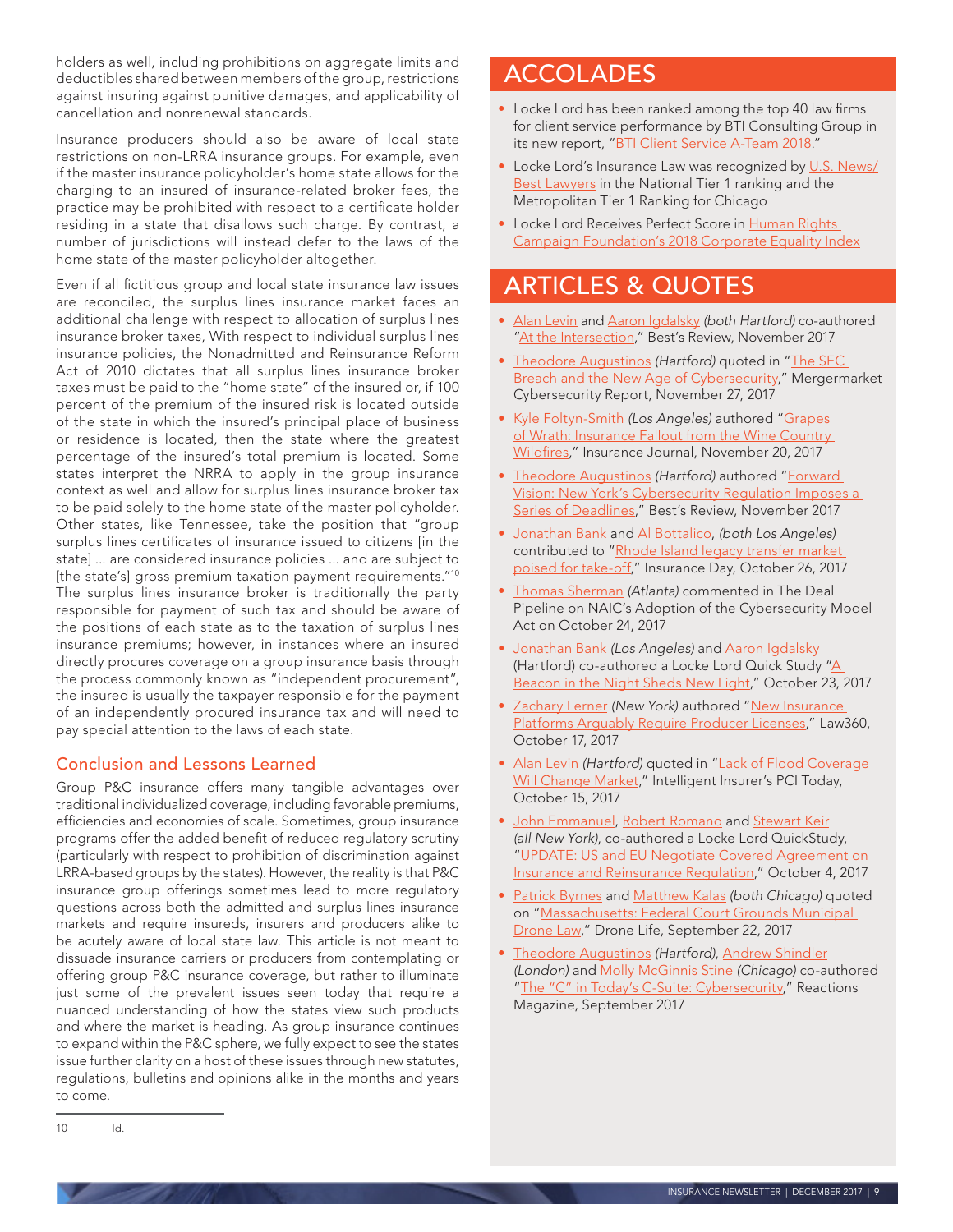holders as well, including prohibitions on aggregate limits and deductibles shared between members of the group, restrictions against insuring against punitive damages, and applicability of cancellation and nonrenewal standards.

Insurance producers should also be aware of local state restrictions on non-LRRA insurance groups. For example, even if the master insurance policyholder's home state allows for the charging to an insured of insurance-related broker fees, the practice may be prohibited with respect to a certificate holder residing in a state that disallows such charge. By contrast, a number of jurisdictions will instead defer to the laws of the home state of the master policyholder altogether.

Even if all fictitious group and local state insurance law issues are reconciled, the surplus lines insurance market faces an additional challenge with respect to allocation of surplus lines insurance broker taxes, With respect to individual surplus lines insurance policies, the Nonadmitted and Reinsurance Reform Act of 2010 dictates that all surplus lines insurance broker taxes must be paid to the "home state" of the insured or, if 100 percent of the premium of the insured risk is located outside of the state in which the insured's principal place of business or residence is located, then the state where the greatest percentage of the insured's total premium is located. Some states interpret the NRRA to apply in the group insurance context as well and allow for surplus lines insurance broker tax to be paid solely to the home state of the master policyholder. Other states, like Tennessee, take the position that "group surplus lines certificates of insurance issued to citizens [in the state] ... are considered insurance policies ... and are subject to [the state's] gross premium taxation payment requirements."[10] The surplus lines insurance broker is traditionally the party responsible for payment of such tax and should be aware of the positions of each state as to the taxation of surplus lines insurance premiums; however, in instances where an insured directly procures coverage on a group insurance basis through the process commonly known as "independent procurement", the insured is usually the taxpayer responsible for the payment of an independently procured insurance tax and will need to pay special attention to the laws of each state.

### Conclusion and Lessons Learned

Group P&C insurance offers many tangible advantages over traditional individualized coverage, including favorable premiums, efficiencies and economies of scale. Sometimes, group insurance programs offer the added benefit of reduced regulatory scrutiny (particularly with respect to prohibition of discrimination against LRRA-based groups by the states). However, the reality is that P&C insurance group offerings sometimes lead to more regulatory questions across both the admitted and surplus lines insurance markets and require insureds, insurers and producers alike to be acutely aware of local state law. This article is not meant to dissuade insurance carriers or producers from contemplating or offering group P&C insurance coverage, but rather to illuminate just some of the prevalent issues seen today that require a nuanced understanding of how the states view such products and where the market is heading. As group insurance continues to expand within the P&C sphere, we fully expect to see the states issue further clarity on a host of these issues through new statutes, regulations, bulletins and opinions alike in the months and years to come.

---

10 Id.

## ACCOLADES

- Locke Lord has been ranked among the top 40 law firms for client service performance by BTI Consulting Group in its new report, "BTI Client Service A-Team 2018."
- Locke Lord's Insurance Law was recognized by U.S. News/Best Lawyers in the National Tier 1 ranking and the Metropolitan Tier 1 Ranking for Chicago
- Locke Lord Receives Perfect Score in Human Rights Campaign Foundation's 2018 Corporate Equality Index

## ARTICLES & QUOTES

- Alan Levin and Aaron Igdalsky *(both Hartford)* co-authored "At the Intersection," Best's Review, November 2017
- Theodore Augustinos *(Hartford)* quoted in "The SEC Breach and the New Age of Cybersecurity," Mergermarket Cybersecurity Report, November 27, 2017
- Kyle Foltyn-Smith *(Los Angeles)* authored "Grapes of Wrath: Insurance Fallout from the Wine Country Wildfires," Insurance Journal, November 20, 2017
- Theodore Augustinos *(Hartford)* authored "Forward Vision: New York's Cybersecurity Regulation Imposes a Series of Deadlines," Best's Review, November 2017
- Jonathan Bank and Al Bottalico, *(both Los Angeles)* contributed to "Rhode Island legacy transfer market poised for take-off," Insurance Day, October 26, 2017
- Thomas Sherman *(Atlanta)* commented in The Deal Pipeline on NAIC's Adoption of the Cybersecurity Model Act on October 24, 2017
- Jonathan Bank *(Los Angeles)* and Aaron Igdalsky (Hartford) co-authored a Locke Lord Quick Study "A Beacon in the Night Sheds New Light," October 23, 2017
- Zachary Lerner *(New York)* authored "New Insurance Platforms Arguably Require Producer Licenses," Law360, October 17, 2017
- Alan Levin *(Hartford)* quoted in "Lack of Flood Coverage Will Change Market," Intelligent Insurer's PCI Today, October 15, 2017
- John Emmanuel, Robert Romano and Stewart Keir *(all New York)*, co-authored a Locke Lord QuickStudy, "UPDATE: US and EU Negotiate Covered Agreement on Insurance and Reinsurance Regulation," October 4, 2017
- Patrick Byrnes and Matthew Kalas *(both Chicago)* quoted on "Massachusetts: Federal Court Grounds Municipal Drone Law," Drone Life, September 22, 2017
- Theodore Augustinos *(Hartford)*, Andrew Shindler *(London)* and Molly McGinnis Stine *(Chicago)* co-authored "The "C" in Today's C-Suite: Cybersecurity," Reactions Magazine, September 2017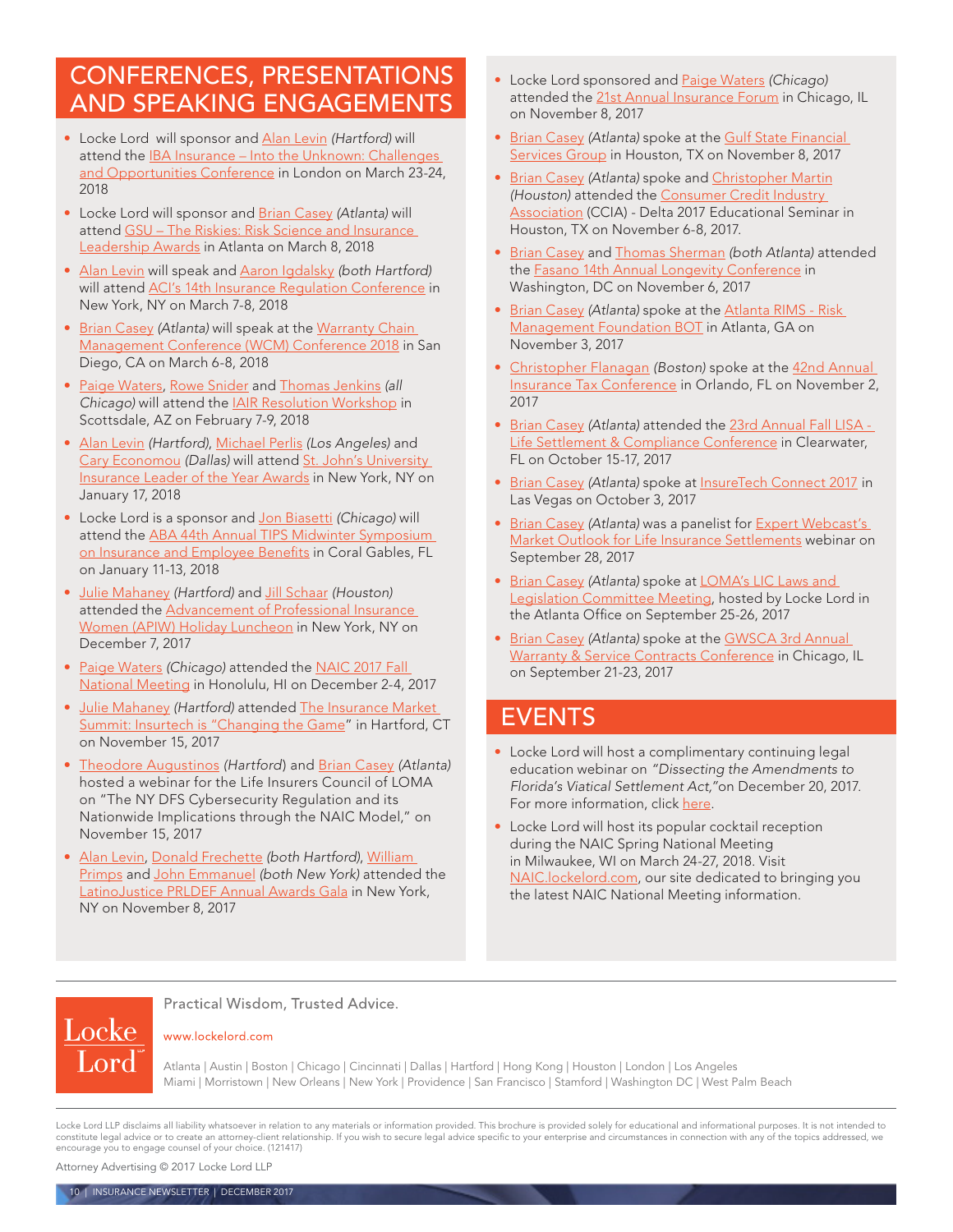## CONFERENCES, PRESENTATIONS AND SPEAKING ENGAGEMENTS

- Locke Lord will sponsor and Alan Levin *(Hartford)* will attend the IBA Insurance – Into the Unknown: Challenges and Opportunities Conference in London on March 23-24, 2018
- Locke Lord will sponsor and Brian Casey *(Atlanta)* will attend GSU – The Riskies: Risk Science and Insurance Leadership Awards in Atlanta on March 8, 2018
- Alan Levin will speak and Aaron Igdalsky *(both Hartford)* will attend ACI's 14th Insurance Regulation Conference in New York, NY on March 7-8, 2018
- Brian Casey *(Atlanta)* will speak at the Warranty Chain Management Conference (WCM) Conference 2018 in San Diego, CA on March 6-8, 2018
- Paige Waters, Rowe Snider and Thomas Jenkins *(all Chicago)* will attend the IAIR Resolution Workshop in Scottsdale, AZ on February 7-9, 2018
- Alan Levin *(Hartford)*, Michael Perlis *(Los Angeles)* and Cary Economou *(Dallas)* will attend St. John's University Insurance Leader of the Year Awards in New York, NY on January 17, 2018
- Locke Lord is a sponsor and Jon Biasetti *(Chicago)* will attend the ABA 44th Annual TIPS Midwinter Symposium on Insurance and Employee Benefits in Coral Gables, FL on January 11-13, 2018
- Julie Mahaney *(Hartford)* and Jill Schaar *(Houston)* attended the Advancement of Professional Insurance Women (APIW) Holiday Luncheon in New York, NY on December 7, 2017
- Paige Waters *(Chicago)* attended the NAIC 2017 Fall National Meeting in Honolulu, HI on December 2-4, 2017
- Julie Mahaney *(Hartford)* attended The Insurance Market Summit: Insurtech is "Changing the Game" in Hartford, CT on November 15, 2017
- Theodore Augustinos *(Hartford)* and Brian Casey *(Atlanta)* hosted a webinar for the Life Insurers Council of LOMA on "The NY DFS Cybersecurity Regulation and its Nationwide Implications through the NAIC Model," on November 15, 2017
- Alan Levin, Donald Frechette *(both Hartford)*, William Primps and John Emmanuel *(both New York)* attended the LatinoJustice PRLDEF Annual Awards Gala in New York, NY on November 8, 2017
- Locke Lord sponsored and Paige Waters *(Chicago)* attended the 21st Annual Insurance Forum in Chicago, IL on November 8, 2017
- Brian Casey *(Atlanta)* spoke at the Gulf State Financial Services Group in Houston, TX on November 8, 2017
- Brian Casey *(Atlanta)* spoke and Christopher Martin *(Houston)* attended the Consumer Credit Industry Association (CCIA) - Delta 2017 Educational Seminar in Houston, TX on November 6-8, 2017.
- Brian Casey and Thomas Sherman *(both Atlanta)* attended the Fasano 14th Annual Longevity Conference in Washington, DC on November 6, 2017
- Brian Casey *(Atlanta)* spoke at the Atlanta RIMS - Risk Management Foundation BOT in Atlanta, GA on November 3, 2017
- Christopher Flanagan *(Boston)* spoke at the 42nd Annual Insurance Tax Conference in Orlando, FL on November 2, 2017
- Brian Casey *(Atlanta)* attended the 23rd Annual Fall LISA - Life Settlement & Compliance Conference in Clearwater, FL on October 15-17, 2017
- Brian Casey *(Atlanta)* spoke at InsureTech Connect 2017 in Las Vegas on October 3, 2017
- Brian Casey *(Atlanta)* was a panelist for Expert Webcast's Market Outlook for Life Insurance Settlements webinar on September 28, 2017
- Brian Casey *(Atlanta)* spoke at LOMA's LIC Laws and Legislation Committee Meeting, hosted by Locke Lord in the Atlanta Office on September 25-26, 2017
- Brian Casey *(Atlanta)* spoke at the GWSCA 3rd Annual Warranty & Service Contracts Conference in Chicago, IL on September 21-23, 2017

## EVENTS

- Locke Lord will host a complimentary continuing legal education webinar on *"Dissecting the Amendments to Florida's Viatical Settlement Act,"* on December 20, 2017. For more information, click here.
- Locke Lord will host its popular cocktail reception during the NAIC Spring National Meeting in Milwaukee, WI on March 24-27, 2018. Visit NAIC.lockelord.com, our site dedicated to bringing you the latest NAIC National Meeting information.

Locke Lord

Practical Wisdom, Trusted Advice.

www.lockelord.com

Atlanta | Austin | Boston | Chicago | Cincinnati | Dallas | Hartford | Hong Kong | Houston | London | Los Angeles
Miami | Morristown | New Orleans | New York | Providence | San Francisco | Stamford | Washington DC | West Palm Beach

Locke Lord LLP disclaims all liability whatsoever in relation to any materials or information provided. This brochure is provided solely for educational and informational purposes. It is not intended to constitute legal advice or to create an attorney-client relationship. If you wish to secure legal advice specific to your enterprise and circumstances in connection with any of the topics addressed, we encourage you to engage counsel of your choice. (121417)

Attorney Advertising © 2017 Locke Lord LLP